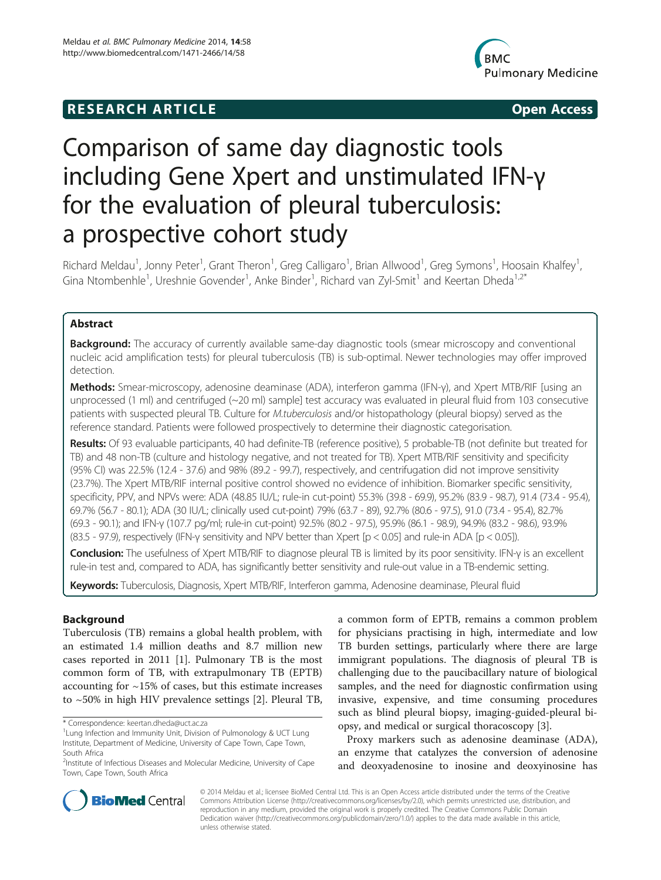**RESEARCH ARTICLE** **Open Access**

# Comparison of same day diagnostic tools including Gene Xpert and unstimulated IFN-γ for the evaluation of pleural tuberculosis: a prospective cohort study

Richard Meldau[1], Jonny Peter[1], Grant Theron[1], Greg Calligaro[1], Brian Allwood[1], Greg Symons[1], Hoosain Khalfey[1], Gina Ntombenhle[1], Ureshnie Govender[1], Anke Binder[1], Richard van Zyl-Smit[1] and Keertan Dheda[1,2*]

## Abstract

**Background:** The accuracy of currently available same-day diagnostic tools (smear microscopy and conventional nucleic acid amplification tests) for pleural tuberculosis (TB) is sub-optimal. Newer technologies may offer improved detection.

**Methods:** Smear-microscopy, adenosine deaminase (ADA), interferon gamma (IFN-γ), and Xpert MTB/RIF [using an unprocessed (1 ml) and centrifuged (~20 ml) sample] test accuracy was evaluated in pleural fluid from 103 consecutive patients with suspected pleural TB. Culture for *M.tuberculosis* and/or histopathology (pleural biopsy) served as the reference standard. Patients were followed prospectively to determine their diagnostic categorisation.

**Results:** Of 93 evaluable participants, 40 had definite-TB (reference positive), 5 probable-TB (not definite but treated for TB) and 48 non-TB (culture and histology negative, and not treated for TB). Xpert MTB/RIF sensitivity and specificity (95% CI) was 22.5% (12.4 - 37.6) and 98% (89.2 - 99.7), respectively, and centrifugation did not improve sensitivity (23.7%). The Xpert MTB/RIF internal positive control showed no evidence of inhibition. Biomarker specific sensitivity, specificity, PPV, and NPVs were: ADA (48.85 IU/L; rule-in cut-point) 55.3% (39.8 - 69.9), 95.2% (83.9 - 98.7), 91.4 (73.4 - 95.4), 69.7% (56.7 - 80.1); ADA (30 IU/L; clinically used cut-point) 79% (63.7 - 89), 92.7% (80.6 - 97.5), 91.0 (73.4 - 95.4), 82.7% (69.3 - 90.1); and IFN-γ (107.7 pg/ml; rule-in cut-point) 92.5% (80.2 - 97.5), 95.9% (86.1 - 98.9), 94.9% (83.2 - 98.6), 93.9% (83.5 - 97.9), respectively (IFN-γ sensitivity and NPV better than Xpert [$p < 0.05$] and rule-in ADA [$p < 0.05$]).

**Conclusion:** The usefulness of Xpert MTB/RIF to diagnose pleural TB is limited by its poor sensitivity. IFN-γ is an excellent rule-in test and, compared to ADA, has significantly better sensitivity and rule-out value in a TB-endemic setting.

**Keywords:** Tuberculosis, Diagnosis, Xpert MTB/RIF, Interferon gamma, Adenosine deaminase, Pleural fluid

## Background

Tuberculosis (TB) remains a global health problem, with an estimated 1.4 million deaths and 8.7 million new cases reported in 2011 [1]. Pulmonary TB is the most common form of TB, with extrapulmonary TB (EPTB) accounting for ~15% of cases, but this estimate increases to ~50% in high HIV prevalence settings [2]. Pleural TB, a common form of EPTB, remains a common problem for physicians practising in high, intermediate and low TB burden settings, particularly where there are large immigrant populations. The diagnosis of pleural TB is challenging due to the paucibacillary nature of biological samples, and the need for diagnostic confirmation using invasive, expensive, and time consuming procedures such as blind pleural biopsy, imaging-guided-pleural biopsy, and medical or surgical thoracoscopy [3].

Proxy markers such as adenosine deaminase (ADA), an enzyme that catalyzes the conversion of adenosine and deoxyadenosine to inosine and deoxyinosine has

\* Correspondence: keertan.dheda@uct.ac.za
[1]Lung Infection and Immunity Unit, Division of Pulmonology & UCT Lung Institute, Department of Medicine, University of Cape Town, Cape Town, South Africa
[2]Institute of Infectious Diseases and Molecular Medicine, University of Cape Town, Cape Town, South Africa

© 2014 Meldau et al.; licensee BioMed Central Ltd. This is an Open Access article distributed under the terms of the Creative Commons Attribution License (http://creativecommons.org/licenses/by/2.0), which permits unrestricted use, distribution, and reproduction in any medium, provided the original work is properly credited. The Creative Commons Public Domain Dedication waiver (http://creativecommons.org/publicdomain/zero/1.0/) applies to the data made available in this article, unless otherwise stated.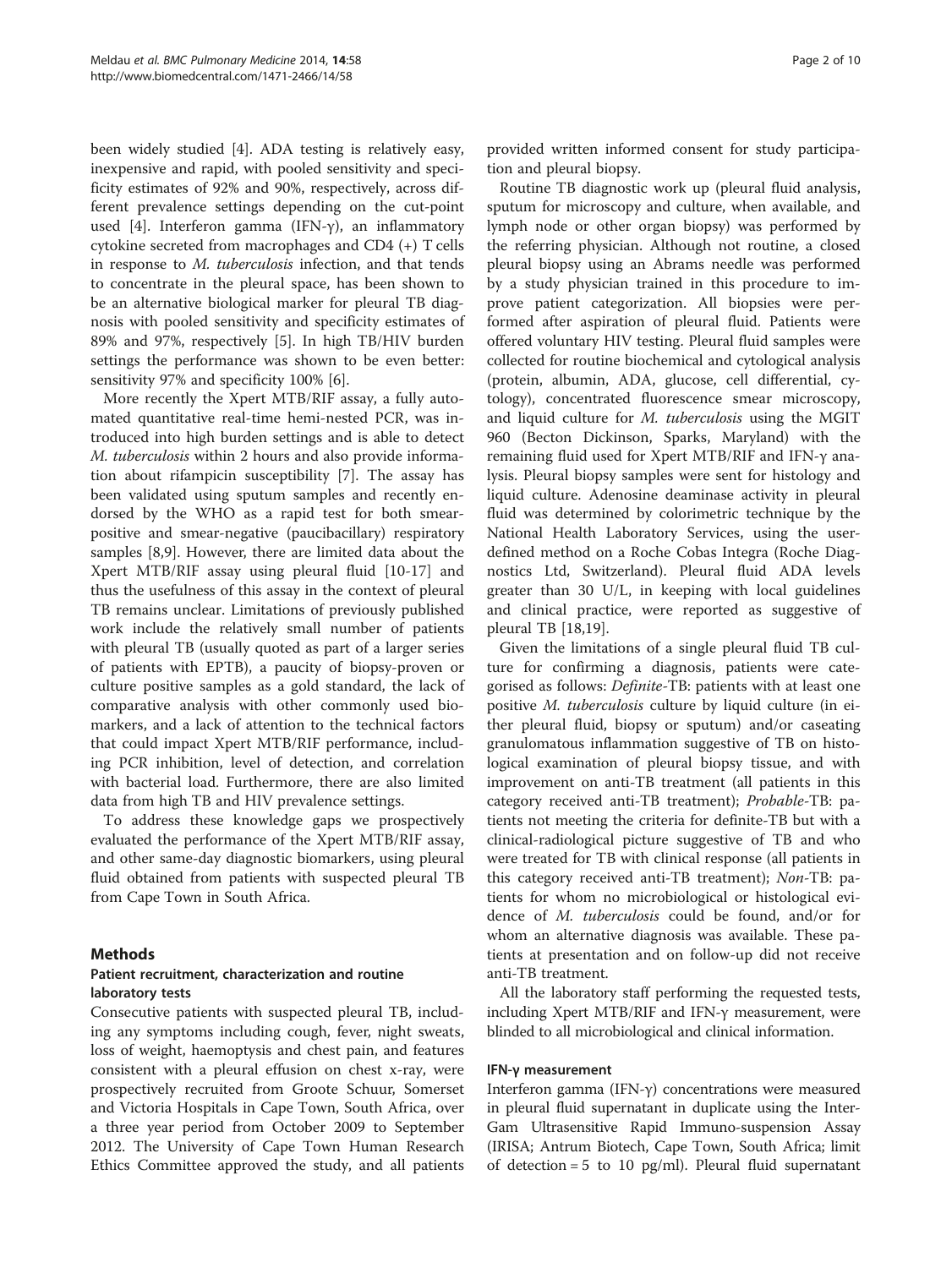been widely studied [4]. ADA testing is relatively easy, inexpensive and rapid, with pooled sensitivity and specificity estimates of 92% and 90%, respectively, across different prevalence settings depending on the cut-point used [4]. Interferon gamma (IFN-γ), an inflammatory cytokine secreted from macrophages and CD4 (+) T cells in response to *M. tuberculosis* infection, and that tends to concentrate in the pleural space, has been shown to be an alternative biological marker for pleural TB diagnosis with pooled sensitivity and specificity estimates of 89% and 97%, respectively [5]. In high TB/HIV burden settings the performance was shown to be even better: sensitivity 97% and specificity 100% [6].

More recently the Xpert MTB/RIF assay, a fully automated quantitative real-time hemi-nested PCR, was introduced into high burden settings and is able to detect *M. tuberculosis* within 2 hours and also provide information about rifampicin susceptibility [7]. The assay has been validated using sputum samples and recently endorsed by the WHO as a rapid test for both smear-positive and smear-negative (paucibacillary) respiratory samples [8,9]. However, there are limited data about the Xpert MTB/RIF assay using pleural fluid [10-17] and thus the usefulness of this assay in the context of pleural TB remains unclear. Limitations of previously published work include the relatively small number of patients with pleural TB (usually quoted as part of a larger series of patients with EPTB), a paucity of biopsy-proven or culture positive samples as a gold standard, the lack of comparative analysis with other commonly used biomarkers, and a lack of attention to the technical factors that could impact Xpert MTB/RIF performance, including PCR inhibition, level of detection, and correlation with bacterial load. Furthermore, there are also limited data from high TB and HIV prevalence settings.

To address these knowledge gaps we prospectively evaluated the performance of the Xpert MTB/RIF assay, and other same-day diagnostic biomarkers, using pleural fluid obtained from patients with suspected pleural TB from Cape Town in South Africa.

## Methods

### Patient recruitment, characterization and routine laboratory tests

Consecutive patients with suspected pleural TB, including any symptoms including cough, fever, night sweats, loss of weight, haemoptysis and chest pain, and features consistent with a pleural effusion on chest x-ray, were prospectively recruited from Groote Schuur, Somerset and Victoria Hospitals in Cape Town, South Africa, over a three year period from October 2009 to September 2012. The University of Cape Town Human Research Ethics Committee approved the study, and all patients provided written informed consent for study participation and pleural biopsy.

Routine TB diagnostic work up (pleural fluid analysis, sputum for microscopy and culture, when available, and lymph node or other organ biopsy) was performed by the referring physician. Although not routine, a closed pleural biopsy using an Abrams needle was performed by a study physician trained in this procedure to improve patient categorization. All biopsies were performed after aspiration of pleural fluid. Patients were offered voluntary HIV testing. Pleural fluid samples were collected for routine biochemical and cytological analysis (protein, albumin, ADA, glucose, cell differential, cytology), concentrated fluorescence smear microscopy, and liquid culture for *M. tuberculosis* using the MGIT 960 (Becton Dickinson, Sparks, Maryland) with the remaining fluid used for Xpert MTB/RIF and IFN-γ analysis. Pleural biopsy samples were sent for histology and liquid culture. Adenosine deaminase activity in pleural fluid was determined by colorimetric technique by the National Health Laboratory Services, using the user-defined method on a Roche Cobas Integra (Roche Diagnostics Ltd, Switzerland). Pleural fluid ADA levels greater than 30 U/L, in keeping with local guidelines and clinical practice, were reported as suggestive of pleural TB [18,19].

Given the limitations of a single pleural fluid TB culture for confirming a diagnosis, patients were categorised as follows: *Definite*-TB: patients with at least one positive *M. tuberculosis* culture by liquid culture (in either pleural fluid, biopsy or sputum) and/or caseating granulomatous inflammation suggestive of TB on histological examination of pleural biopsy tissue, and with improvement on anti-TB treatment (all patients in this category received anti-TB treatment); *Probable*-TB: patients not meeting the criteria for definite-TB but with a clinical-radiological picture suggestive of TB and who were treated for TB with clinical response (all patients in this category received anti-TB treatment); *Non*-TB: patients for whom no microbiological or histological evidence of *M. tuberculosis* could be found, and/or for whom an alternative diagnosis was available. These patients at presentation and on follow-up did not receive anti-TB treatment.

All the laboratory staff performing the requested tests, including Xpert MTB/RIF and IFN-γ measurement, were blinded to all microbiological and clinical information.

### IFN-γ measurement

Interferon gamma (IFN-γ) concentrations were measured in pleural fluid supernatant in duplicate using the Inter-Gam Ultrasensitive Rapid Immuno-suspension Assay (IRISA; Antrum Biotech, Cape Town, South Africa; limit of detection = 5 to 10 pg/ml). Pleural fluid supernatant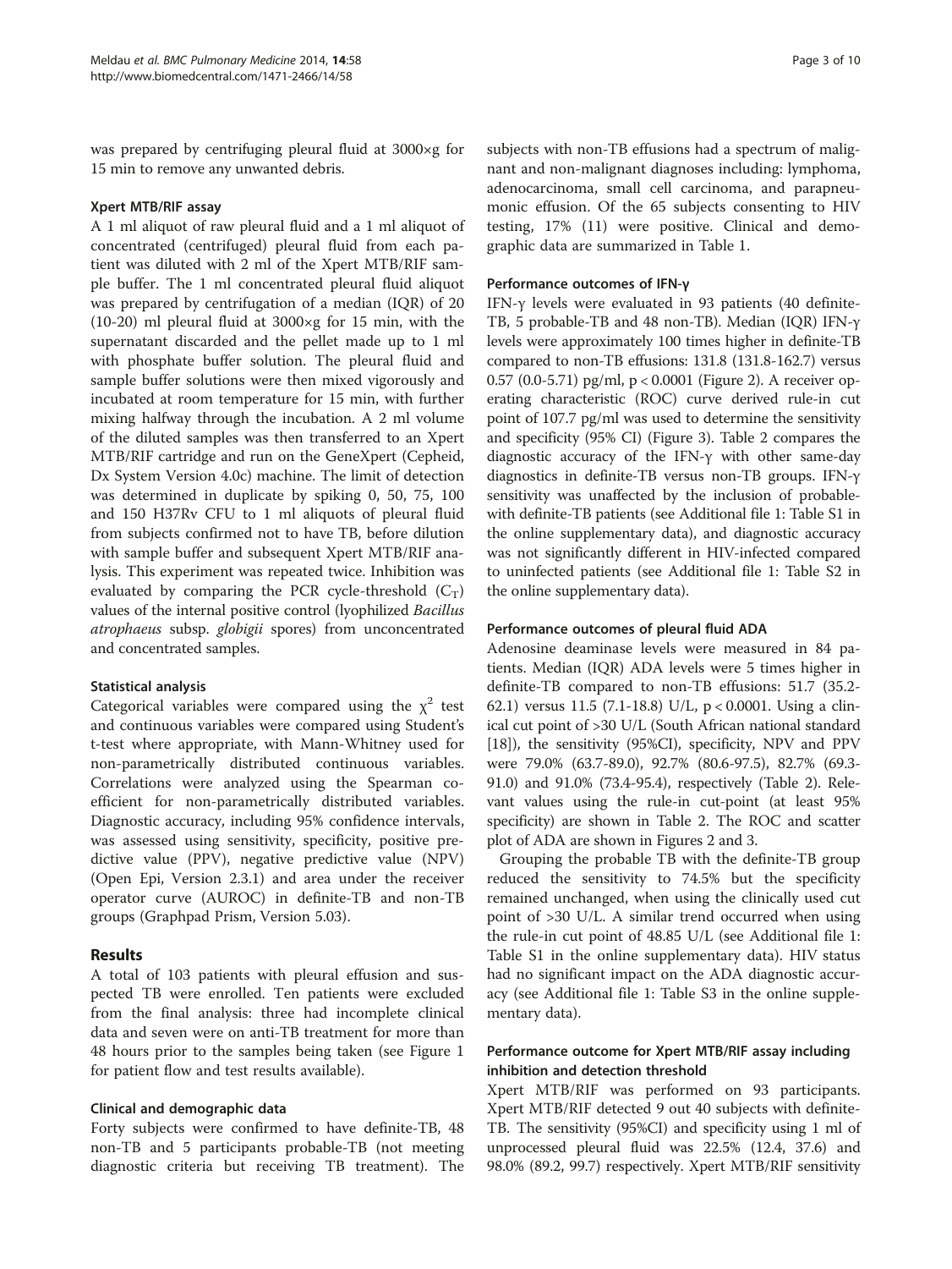was prepared by centrifuging pleural fluid at 3000×g for 15 min to remove any unwanted debris.

### Xpert MTB/RIF assay

A 1 ml aliquot of raw pleural fluid and a 1 ml aliquot of concentrated (centrifuged) pleural fluid from each patient was diluted with 2 ml of the Xpert MTB/RIF sample buffer. The 1 ml concentrated pleural fluid aliquot was prepared by centrifugation of a median (IQR) of 20 (10-20) ml pleural fluid at 3000×g for 15 min, with the supernatant discarded and the pellet made up to 1 ml with phosphate buffer solution. The pleural fluid and sample buffer solutions were then mixed vigorously and incubated at room temperature for 15 min, with further mixing halfway through the incubation. A 2 ml volume of the diluted samples was then transferred to an Xpert MTB/RIF cartridge and run on the GeneXpert (Cepheid, Dx System Version 4.0c) machine. The limit of detection was determined in duplicate by spiking 0, 50, 75, 100 and 150 H37Rv CFU to 1 ml aliquots of pleural fluid from subjects confirmed not to have TB, before dilution with sample buffer and subsequent Xpert MTB/RIF analysis. This experiment was repeated twice. Inhibition was evaluated by comparing the PCR cycle-threshold ($C_T$) values of the internal positive control (lyophilized *Bacillus atrophaeus* subsp. *globigii* spores) from unconcentrated and concentrated samples.

### Statistical analysis

Categorical variables were compared using the $\chi^2$ test and continuous variables were compared using Student's t-test where appropriate, with Mann-Whitney used for non-parametrically distributed continuous variables. Correlations were analyzed using the Spearman coefficient for non-parametrically distributed variables. Diagnostic accuracy, including 95% confidence intervals, was assessed using sensitivity, specificity, positive predictive value (PPV), negative predictive value (NPV) (Open Epi, Version 2.3.1) and area under the receiver operator curve (AUROC) in definite-TB and non-TB groups (Graphpad Prism, Version 5.03).

## Results

A total of 103 patients with pleural effusion and suspected TB were enrolled. Ten patients were excluded from the final analysis: three had incomplete clinical data and seven were on anti-TB treatment for more than 48 hours prior to the samples being taken (see Figure 1 for patient flow and test results available).

### Clinical and demographic data

Forty subjects were confirmed to have definite-TB, 48 non-TB and 5 participants probable-TB (not meeting diagnostic criteria but receiving TB treatment). The subjects with non-TB effusions had a spectrum of malignant and non-malignant diagnoses including: lymphoma, adenocarcinoma, small cell carcinoma, and parapneumonic effusion. Of the 65 subjects consenting to HIV testing, 17% (11) were positive. Clinical and demographic data are summarized in Table 1.

### Performance outcomes of IFN-γ

IFN-γ levels were evaluated in 93 patients (40 definite-TB, 5 probable-TB and 48 non-TB). Median (IQR) IFN-γ levels were approximately 100 times higher in definite-TB compared to non-TB effusions: 131.8 (131.8-162.7) versus 0.57 (0.0-5.71) pg/ml, $p < 0.0001$ (Figure 2). A receiver operating characteristic (ROC) curve derived rule-in cut point of 107.7 pg/ml was used to determine the sensitivity and specificity (95% CI) (Figure 3). Table 2 compares the diagnostic accuracy of the IFN-γ with other same-day diagnostics in definite-TB versus non-TB groups. IFN-γ sensitivity was unaffected by the inclusion of probable- with definite-TB patients (see Additional file 1: Table S1 in the online supplementary data), and diagnostic accuracy was not significantly different in HIV-infected compared to uninfected patients (see Additional file 1: Table S2 in the online supplementary data).

### Performance outcomes of pleural fluid ADA

Adenosine deaminase levels were measured in 84 patients. Median (IQR) ADA levels were 5 times higher in definite-TB compared to non-TB effusions: 51.7 (35.2-62.1) versus 11.5 (7.1-18.8) U/L, $p < 0.0001$. Using a clinical cut point of >30 U/L (South African national standard [18]), the sensitivity (95%CI), specificity, NPV and PPV were 79.0% (63.7-89.0), 92.7% (80.6-97.5), 82.7% (69.3-91.0) and 91.0% (73.4-95.4), respectively (Table 2). Relevant values using the rule-in cut-point (at least 95% specificity) are shown in Table 2. The ROC and scatter plot of ADA are shown in Figures 2 and 3.

Grouping the probable TB with the definite-TB group reduced the sensitivity to 74.5% but the specificity remained unchanged, when using the clinically used cut point of >30 U/L. A similar trend occurred when using the rule-in cut point of 48.85 U/L (see Additional file 1: Table S1 in the online supplementary data). HIV status had no significant impact on the ADA diagnostic accuracy (see Additional file 1: Table S3 in the online supplementary data).

### Performance outcome for Xpert MTB/RIF assay including inhibition and detection threshold

Xpert MTB/RIF was performed on 93 participants. Xpert MTB/RIF detected 9 out 40 subjects with definite-TB. The sensitivity (95%CI) and specificity using 1 ml of unprocessed pleural fluid was 22.5% (12.4, 37.6) and 98.0% (89.2, 99.7) respectively. Xpert MTB/RIF sensitivity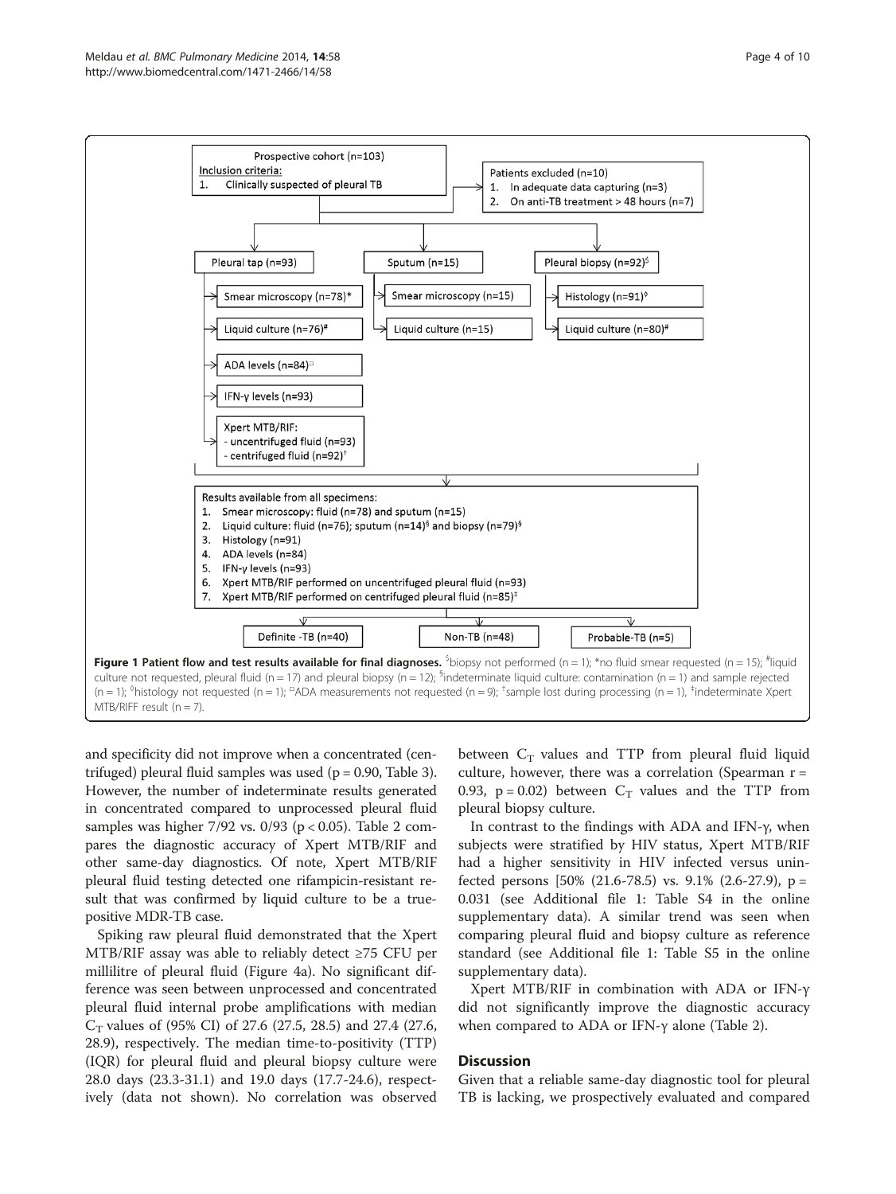Prospective cohort (n=103)
Inclusion criteria:
1. Clinically suspected of pleural TB

Patients excluded (n=10)
1. In adequate data capturing (n=3)
2. On anti-TB treatment > 48 hours (n=7)

Pleural tap (n=93)
- Smear microscopy (n=78)*
- Liquid culture (n=76)#
- ADA levels (n=84)□
- IFN-γ levels (n=93)
- Xpert MTB/RIF:
  - uncentrifuged fluid (n=93)
  - centrifuged fluid (n=92)†

Sputum (n=15)
- Smear microscopy (n=15)
- Liquid culture (n=15)

Pleural biopsy (n=92)$
- Histology (n=91)◊
- Liquid culture (n=80)#

Results available from all specimens:
1. Smear microscopy: fluid (n=78) and sputum (n=15)
2. Liquid culture: fluid (n=76); sputum (n=14)§ and biopsy (n=79)§
3. Histology (n=91)
4. ADA levels (n=84)
5. IFN-γ levels (n=93)
6. Xpert MTB/RIF performed on uncentrifuged pleural fluid (n=93)
7. Xpert MTB/RIF performed on centrifuged pleural fluid (n=85)‡

Definite -TB (n=40) | Non-TB (n=48) | Probable-TB (n=5)

**Figure 1 Patient flow and test results available for final diagnoses.** $biopsy not performed (n = 1); *no fluid smear requested (n = 15); #liquid culture not requested, pleural fluid (n = 17) and pleural biopsy (n = 12); §indeterminate liquid culture: contamination (n = 1) and sample rejected (n = 1); ◊histology not requested (n = 1); □ADA measurements not requested (n = 9); †sample lost during processing (n = 1), ‡indeterminate Xpert MTB/RIFF result (n = 7).

and specificity did not improve when a concentrated (centrifuged) pleural fluid samples was used ($p = 0.90$, Table 3). However, the number of indeterminate results generated in concentrated compared to unprocessed pleural fluid samples was higher 7/92 vs. 0/93 ($p < 0.05$). Table 2 compares the diagnostic accuracy of Xpert MTB/RIF and other same-day diagnostics. Of note, Xpert MTB/RIF pleural fluid testing detected one rifampicin-resistant result that was confirmed by liquid culture to be a true-positive MDR-TB case.

Spiking raw pleural fluid demonstrated that the Xpert MTB/RIF assay was able to reliably detect ≥75 CFU per millilitre of pleural fluid (Figure 4a). No significant difference was seen between unprocessed and concentrated pleural fluid internal probe amplifications with median $C_T$ values of (95% CI) of 27.6 (27.5, 28.5) and 27.4 (27.6, 28.9), respectively. The median time-to-positivity (TTP) (IQR) for pleural fluid and pleural biopsy culture were 28.0 days (23.3-31.1) and 19.0 days (17.7-24.6), respectively (data not shown). No correlation was observed between $C_T$ values and TTP from pleural fluid liquid culture, however, there was a correlation (Spearman $r = 0.93$, $p = 0.02$) between $C_T$ values and the TTP from pleural biopsy culture.

In contrast to the findings with ADA and IFN-γ, when subjects were stratified by HIV status, Xpert MTB/RIF had a higher sensitivity in HIV infected versus uninfected persons [50% (21.6-78.5) vs. 9.1% (2.6-27.9), $p = 0.031$ (see Additional file 1: Table S4 in the online supplementary data). A similar trend was seen when comparing pleural fluid and biopsy culture as reference standard (see Additional file 1: Table S5 in the online supplementary data).

Xpert MTB/RIF in combination with ADA or IFN-γ did not significantly improve the diagnostic accuracy when compared to ADA or IFN-γ alone (Table 2).

## Discussion

Given that a reliable same-day diagnostic tool for pleural TB is lacking, we prospectively evaluated and compared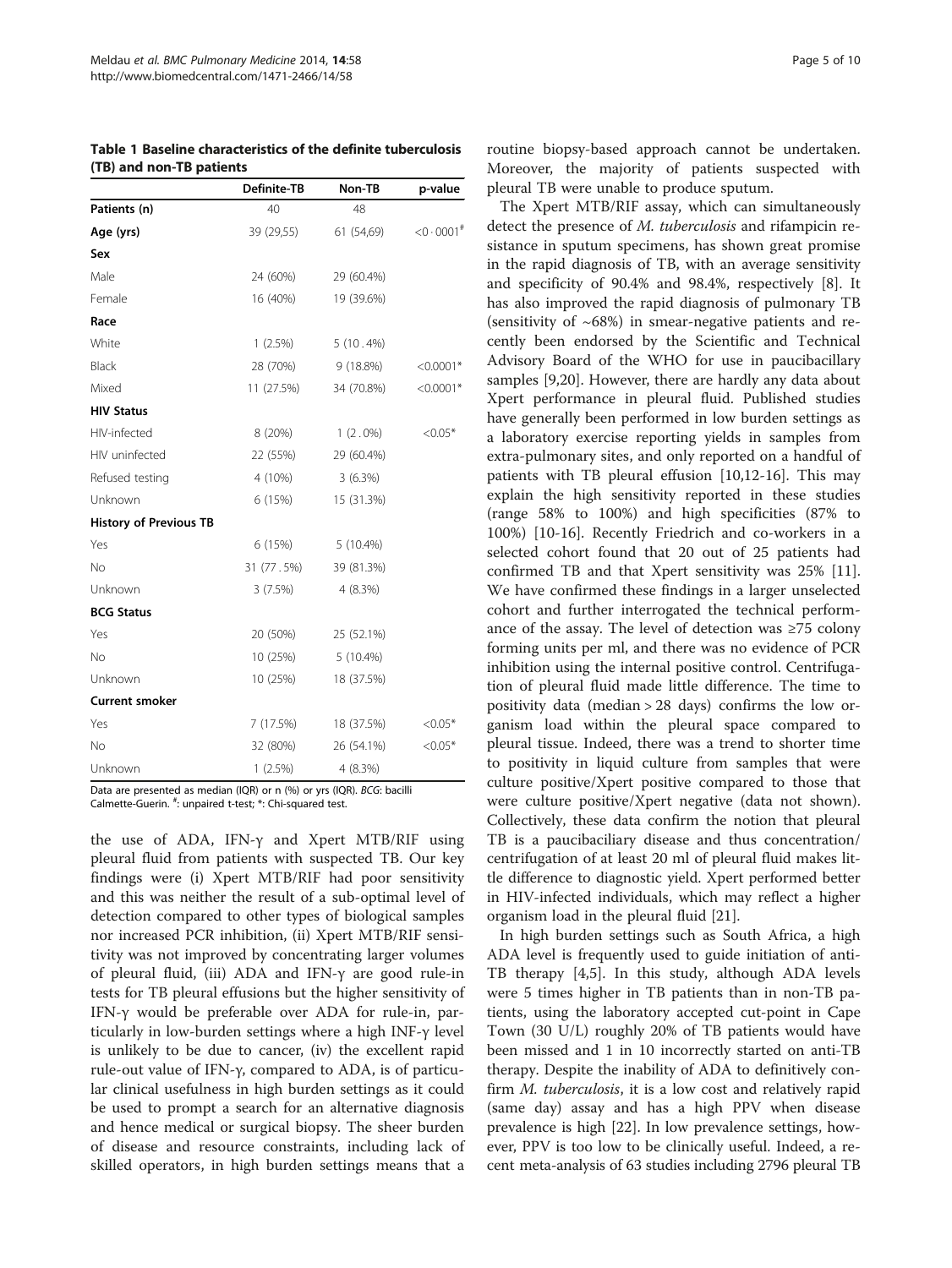**Table 1 Baseline characteristics of the definite tuberculosis (TB) and non-TB patients**

| | Definite-TB | Non-TB | p-value |
|---|---|---|---|
| **Patients (n)** | 40 | 48 | |
| **Age (yrs)** | 39 (29,55) | 61 (54,69) | <0·0001[#] |
| **Sex** | | | |
| Male | 24 (60%) | 29 (60.4%) | |
| Female | 16 (40%) | 19 (39.6%) | |
| **Race** | | | |
| White | 1 (2.5%) | 5 (10 .4%) | |
| Black | 28 (70%) | 9 (18.8%) | <0.0001* |
| Mixed | 11 (27.5%) | 34 (70.8%) | <0.0001* |
| **HIV Status** | | | |
| HIV-infected | 8 (20%) | 1 (2 .0%) | <0.05* |
| HIV uninfected | 22 (55%) | 29 (60.4%) | |
| Refused testing | 4 (10%) | 3 (6.3%) | |
| Unknown | 6 (15%) | 15 (31.3%) | |
| **History of Previous TB** | | | |
| Yes | 6 (15%) | 5 (10.4%) | |
| No | 31 (77 .5%) | 39 (81.3%) | |
| Unknown | 3 (7.5%) | 4 (8.3%) | |
| **BCG Status** | | | |
| Yes | 20 (50%) | 25 (52.1%) | |
| No | 10 (25%) | 5 (10.4%) | |
| Unknown | 10 (25%) | 18 (37.5%) | |
| **Current smoker** | | | |
| Yes | 7 (17.5%) | 18 (37.5%) | <0.05* |
| No | 32 (80%) | 26 (54.1%) | <0.05* |
| Unknown | 1 (2.5%) | 4 (8.3%) | |

Data are presented as median (IQR) or n (%) or yrs (IQR). *BCG*: bacilli Calmette-Guerin. [#]: unpaired t-test; *: Chi-squared test.

the use of ADA, IFN-γ and Xpert MTB/RIF using pleural fluid from patients with suspected TB. Our key findings were (i) Xpert MTB/RIF had poor sensitivity and this was neither the result of a sub-optimal level of detection compared to other types of biological samples nor increased PCR inhibition, (ii) Xpert MTB/RIF sensitivity was not improved by concentrating larger volumes of pleural fluid, (iii) ADA and IFN-γ are good rule-in tests for TB pleural effusions but the higher sensitivity of IFN-γ would be preferable over ADA for rule-in, particularly in low-burden settings where a high INF-γ level is unlikely to be due to cancer, (iv) the excellent rapid rule-out value of IFN-γ, compared to ADA, is of particular clinical usefulness in high burden settings as it could be used to prompt a search for an alternative diagnosis and hence medical or surgical biopsy. The sheer burden of disease and resource constraints, including lack of skilled operators, in high burden settings means that a routine biopsy-based approach cannot be undertaken. Moreover, the majority of patients suspected with pleural TB were unable to produce sputum.

The Xpert MTB/RIF assay, which can simultaneously detect the presence of *M. tuberculosis* and rifampicin resistance in sputum specimens, has shown great promise in the rapid diagnosis of TB, with an average sensitivity and specificity of 90.4% and 98.4%, respectively [8]. It has also improved the rapid diagnosis of pulmonary TB (sensitivity of ~68%) in smear-negative patients and recently been endorsed by the Scientific and Technical Advisory Board of the WHO for use in paucibacillary samples [9,20]. However, there are hardly any data about Xpert performance in pleural fluid. Published studies have generally been performed in low burden settings as a laboratory exercise reporting yields in samples from extra-pulmonary sites, and only reported on a handful of patients with TB pleural effusion [10,12-16]. This may explain the high sensitivity reported in these studies (range 58% to 100%) and high specificities (87% to 100%) [10-16]. Recently Friedrich and co-workers in a selected cohort found that 20 out of 25 patients had confirmed TB and that Xpert sensitivity was 25% [11]. We have confirmed these findings in a larger unselected cohort and further interrogated the technical performance of the assay. The level of detection was ≥75 colony forming units per ml, and there was no evidence of PCR inhibition using the internal positive control. Centrifugation of pleural fluid made little difference. The time to positivity data (median > 28 days) confirms the low organism load within the pleural space compared to pleural tissue. Indeed, there was a trend to shorter time to positivity in liquid culture from samples that were culture positive/Xpert positive compared to those that were culture positive/Xpert negative (data not shown). Collectively, these data confirm the notion that pleural TB is a paucibacillary disease and thus concentration/centrifugation of at least 20 ml of pleural fluid makes little difference to diagnostic yield. Xpert performed better in HIV-infected individuals, which may reflect a higher organism load in the pleural fluid [21].

In high burden settings such as South Africa, a high ADA level is frequently used to guide initiation of anti-TB therapy [4,5]. In this study, although ADA levels were 5 times higher in TB patients than in non-TB patients, using the laboratory accepted cut-point in Cape Town (30 U/L) roughly 20% of TB patients would have been missed and 1 in 10 incorrectly started on anti-TB therapy. Despite the inability of ADA to definitively confirm *M. tuberculosis*, it is a low cost and relatively rapid (same day) assay and has a high PPV when disease prevalence is high [22]. In low prevalence settings, however, PPV is too low to be clinically useful. Indeed, a recent meta-analysis of 63 studies including 2796 pleural TB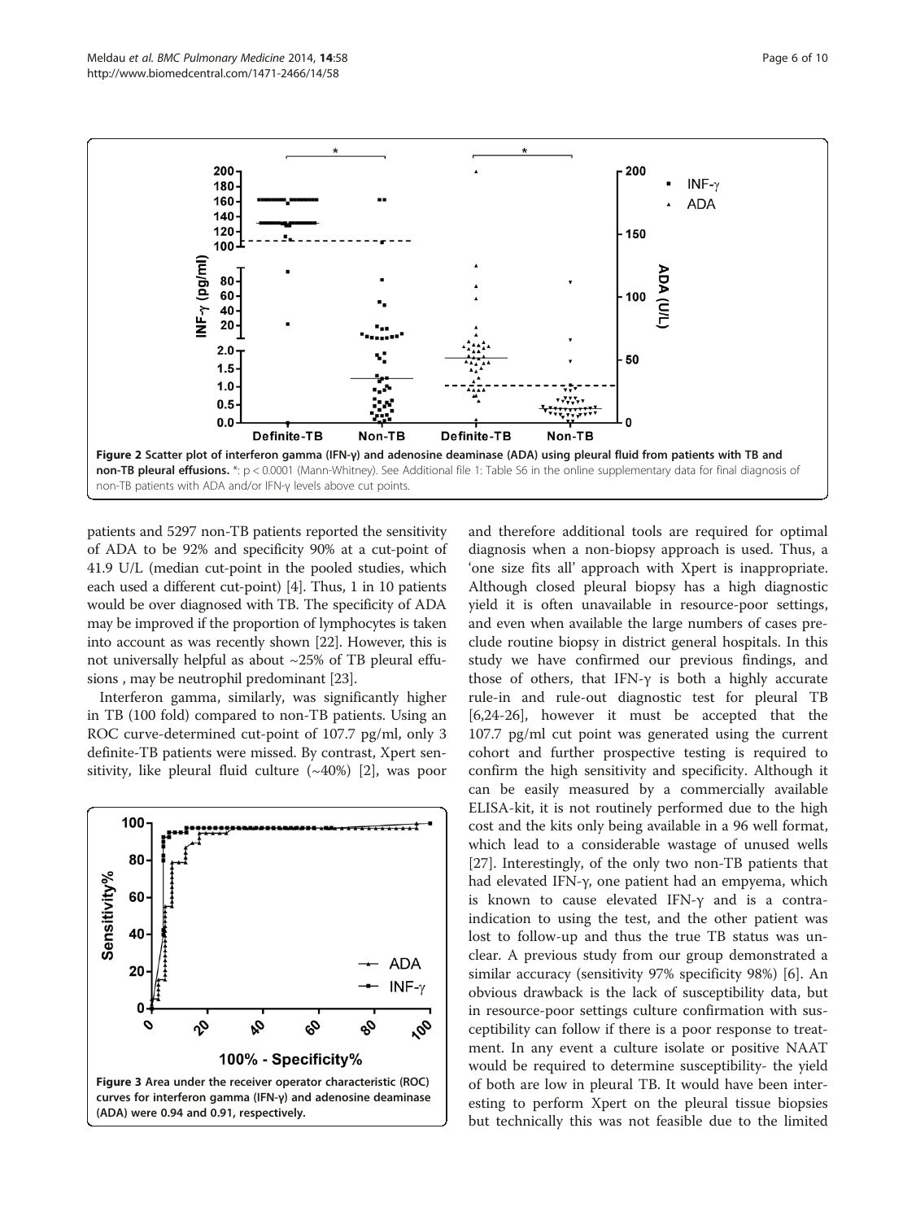Figure 2 Scatter plot of interferon gamma (IFN-γ) and adenosine deaminase (ADA) using pleural fluid from patients with TB and non-TB pleural effusions. *: p < 0.0001 (Mann-Whitney). See Additional file 1: Table S6 in the online supplementary data for final diagnosis of non-TB patients with ADA and/or IFN-γ levels above cut points.

patients and 5297 non-TB patients reported the sensitivity of ADA to be 92% and specificity 90% at a cut-point of 41.9 U/L (median cut-point in the pooled studies, which each used a different cut-point) [4]. Thus, 1 in 10 patients would be over diagnosed with TB. The specificity of ADA may be improved if the proportion of lymphocytes is taken into account as was recently shown [22]. However, this is not universally helpful as about ~25% of TB pleural effusions , may be neutrophil predominant [23].

Interferon gamma, similarly, was significantly higher in TB (100 fold) compared to non-TB patients. Using an ROC curve-determined cut-point of 107.7 pg/ml, only 3 definite-TB patients were missed. By contrast, Xpert sensitivity, like pleural fluid culture (~40%) [2], was poor and therefore additional tools are required for optimal diagnosis when a non-biopsy approach is used. Thus, a 'one size fits all' approach with Xpert is inappropriate. Although closed pleural biopsy has a high diagnostic yield it is often unavailable in resource-poor settings, and even when available the large numbers of cases preclude routine biopsy in district general hospitals. In this study we have confirmed our previous findings, and those of others, that IFN-γ is both a highly accurate rule-in and rule-out diagnostic test for pleural TB [6,24-26], however it must be accepted that the 107.7 pg/ml cut point was generated using the current cohort and further prospective testing is required to confirm the high sensitivity and specificity. Although it can be easily measured by a commercially available ELISA-kit, it is not routinely performed due to the high cost and the kits only being available in a 96 well format, which lead to a considerable wastage of unused wells [27]. Interestingly, of the only two non-TB patients that had elevated IFN-γ, one patient had an empyema, which is known to cause elevated IFN-γ and is a contra-indication to using the test, and the other patient was lost to follow-up and thus the true TB status was unclear. A previous study from our group demonstrated a similar accuracy (sensitivity 97% specificity 98%) [6]. An obvious drawback is the lack of susceptibility data, but in resource-poor settings culture confirmation with susceptibility can follow if there is a poor response to treatment. In any event a culture isolate or positive NAAT would be required to determine susceptibility- the yield of both are low in pleural TB. It would have been interesting to perform Xpert on the pleural tissue biopsies but technically this was not feasible due to the limited

Figure 3 Area under the receiver operator characteristic (ROC) curves for interferon gamma (IFN-γ) and adenosine deaminase (ADA) were 0.94 and 0.91, respectively.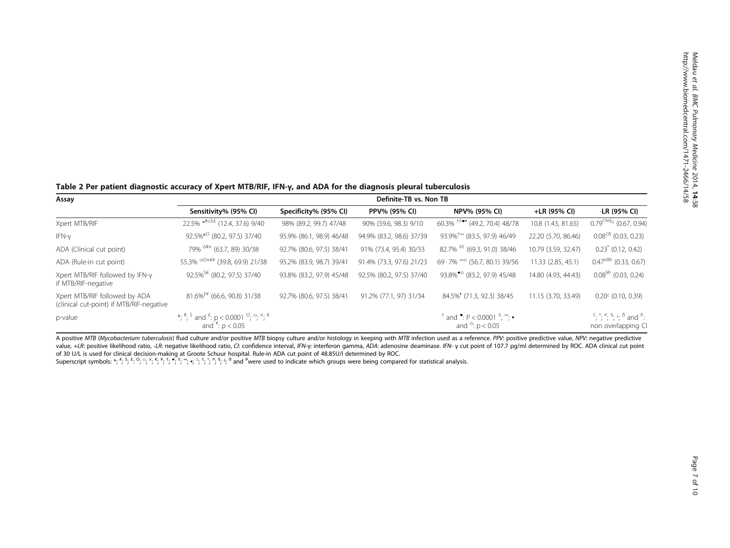**Table 2 Per patient diagnostic accuracy of Xpert MTB/RIF, IFN-γ, and ADA for the diagnosis pleural tuberculosis**

| Assay | Definite-TB vs. Non TB | | | | | |
|---|---|---|---|---|---|---|
| | Sensitivity% (95% CI) | Specificity% (95% CI) | PPV% (95% CI) | NPV% (95% CI) | +LR (95% CI) | -LR (95% CI) |
| Xpert MTB/RIF | 22.5% *#□$£ (12.4, 37.6) 9/40 | 98% (89.2, 99.7) 47/48 | 90% (59.6, 98.3) 9/10 | 60.3% †◊•▪ (49.2, 70.4) 48/78 | 10.8 (1.43, 81.65) | 0.79¢¤¤§¿ (0.67, 0.94) |
| IFN-γ | 92.5%*○ (80.2, 97.5) 37/40 | 95.9% (86.1, 98.9) 46/48 | 94.9% (83.2, 98.6) 37/39 | 93.9%†∞ (83.5, 97.9) 46/49 | 22.20 (5.70, 86.46) | 0.08¢ð (0.03, 0.23) |
| ADA (Clinical cut point) | 79% ∆#× (63.7, 89) 30/38 | 92.7% (80.6, 97.5) 38/41 | 91% (73.4, 95.4) 30/33 | 82.7% ‡◊ (69.3, 91.0) 38/46 | 10.79 (3.59, 32.47) | 0.23° (0.12, 0.42) |
| ADA (Rule-in cut point) | 55.3% □○×€¥ (39.8, 69.9) 21/38 | 95.2% (83.9, 98.7) 39/41 | 91.4% (73.3, 97.6) 21/23 | 69·7% ∞⌂ (56.7, 80.1) 39/56 | 11.33 (2.85, 45.1) | 0.47¤ðÞ (0.33, 0.67) |
| Xpert MTB/RIF followed by IFN-γ if MTB/RIF-negative | 92.5%$€ (80.2, 97.5) 37/40 | 93.8% (83.2, 97.9) 45/48 | 92.5% (80.2, 97.5) 37/40 | 93.8%•⌂ (83.2, 97.9) 45/48 | 14.80 (4.93, 44.43) | 0.08§Þ (0.03, 0.24) |
| Xpert MTB/RIF followed by ADA (clinical cut-point) if MTB/RIF-negative | 81.6%£¥ (66.6, 90.8) 31/38 | 92.7% (80.6, 97.5) 38/41 | 91.2% (77.1, 97) 31/34 | 84.5%▪ (71.3, 92.3) 38/45 | 11.15 (3.70, 33.49) | 0.20¿ (0.10, 0.39) |
| p-value | *; #; $ and £: $p < 0.0001$ ○; □; ×; € and ¥: $p < 0.05$ | | | † and •: $P < 0.0001$ ◊; ∞; ▪ and ⌂: $p < 0.05$ | | ¢; °; ¤; §; ¿; ð and Þ: non overlapping CI |

A positive *MTB* (*Mycobacterium tuberculosis*) fluid culture and/or positive *MTB* biopsy culture and/or histology in keeping with *MTB* infection used as a reference. *PPV*: positive predictive value, *NPV*: negative predictive value, *+LR*: positive likelihood ratio, *-LR*: negative likelihood ratio, *CI*: confidence interval, *IFN-γ*: interferon gamma, *ADA*: adenosine deaminase. *IFN-* γ cut point of 107.7 pg/ml determined by ROC. ADA clinical cut point of 30 U/L is used for clinical decision-making at Groote Schuur hospital. Rule-in ADA cut point of 48.85U/l determined by ROC.

Superscript symbols: *; #; $; £; ○; □; ×; €; ¥; †; •; ◊; ∞; ▪; ⌂; ¢; °; ¤; §; ¿; ð and Þ were used to indicate which groups were being compared for statistical analysis.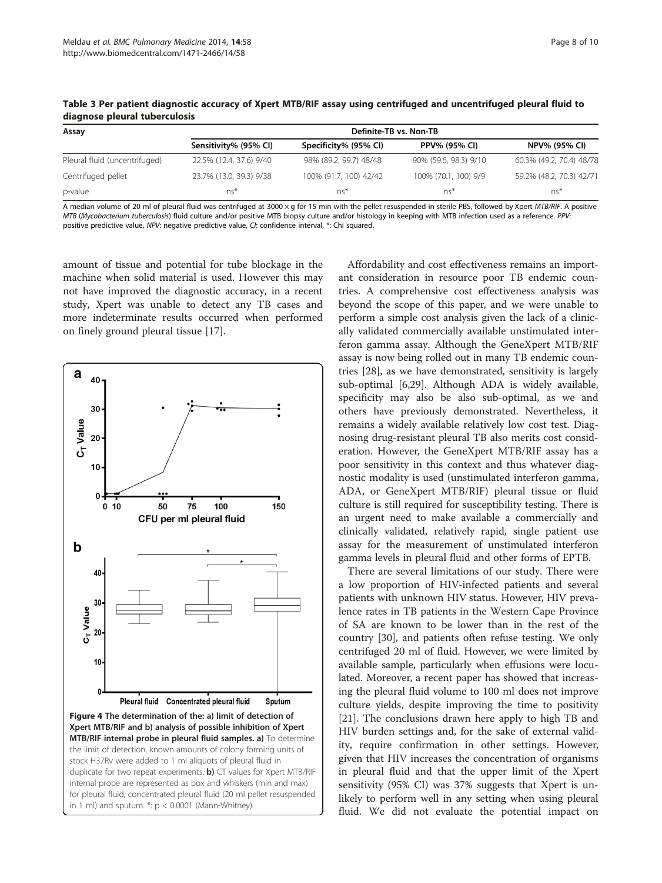**Table 3 Per patient diagnostic accuracy of Xpert MTB/RIF assay using centrifuged and uncentrifuged pleural fluid to diagnose pleural tuberculosis**

| Assay | Definite-TB vs. Non-TB | | | |
|---|---|---|---|---|
| | Sensitivity% (95% CI) | Specificity% (95% CI) | PPV% (95% CI) | NPV% (95% CI) |
| Pleural fluid (uncentrifuged) | 22.5% (12.4, 37.6) 9/40 | 98% (89.2, 99.7) 48/48 | 90% (59.6, 98.3) 9/10 | 60.3% (49.2, 70.4) 48/78 |
| Centrifuged pellet | 23.7% (13.0, 39.3) 9/38 | 100% (91.7, 100) 42/42 | 100% (70.1, 100) 9/9 | 59.2% (48.2, 70.3) 42/71 |
| p-value | ns* | ns* | ns* | ns* |

A median volume of 20 ml of pleural fluid was centrifuged at 3000 × g for 15 min with the pellet resuspended in sterile PBS, followed by Xpert *MTB/RIF*. A positive *MTB* (*Mycobacterium tuberculosis*) fluid culture and/or positive MTB biopsy culture and/or histology in keeping with MTB infection used as a reference. *PPV*: positive predictive value, *NPV*: negative predictive value, *CI*: confidence interval, *: Chi squared.

amount of tissue and potential for tube blockage in the machine when solid material is used. However this may not have improved the diagnostic accuracy, in a recent study, Xpert was unable to detect any TB cases and more indeterminate results occurred when performed on finely ground pleural tissue [17].

**Figure 4 The determination of the: a) limit of detection of Xpert MTB/RIF and b) analysis of possible inhibition of Xpert MTB/RIF internal probe in pleural fluid samples. a)** To determine the limit of detection, known amounts of colony forming units of stock H37Rv were added to 1 ml aliquots of pleural fluid in duplicate for two repeat experiments. **b)** CT values for Xpert MTB/RIF internal probe are represented as box and whiskers (min and max) for pleural fluid, concentrated pleural fluid (20 ml pellet resuspended in 1 ml) and sputum. *: $p < 0.0001$ (Mann-Whitney).

Affordability and cost effectiveness remains an important consideration in resource poor TB endemic countries. A comprehensive cost effectiveness analysis was beyond the scope of this paper, and we were unable to perform a simple cost analysis given the lack of a clinically validated commercially available unstimulated interferon gamma assay. Although the GeneXpert MTB/RIF assay is now being rolled out in many TB endemic countries [28], as we have demonstrated, sensitivity is largely sub-optimal [6,29]. Although ADA is widely available, specificity may also be also sub-optimal, as we and others have previously demonstrated. Nevertheless, it remains a widely available relatively low cost test. Diagnosing drug-resistant pleural TB also merits cost consideration. However, the GeneXpert MTB/RIF assay has a poor sensitivity in this context and thus whatever diagnostic modality is used (unstimulated interferon gamma, ADA, or GeneXpert MTB/RIF) pleural tissue or fluid culture is still required for susceptibility testing. There is an urgent need to make available a commercially and clinically validated, relatively rapid, single patient use assay for the measurement of unstimulated interferon gamma levels in pleural fluid and other forms of EPTB.

There are several limitations of our study. There were a low proportion of HIV-infected patients and several patients with unknown HIV status. However, HIV prevalence rates in TB patients in the Western Cape Province of SA are known to be lower than in the rest of the country [30], and patients often refuse testing. We only centrifuged 20 ml of fluid. However, we were limited by available sample, particularly when effusions were loculated. Moreover, a recent paper has showed that increasing the pleural fluid volume to 100 ml does not improve culture yields, despite improving the time to positivity [21]. The conclusions drawn here apply to high TB and HIV burden settings and, for the sake of external validity, require confirmation in other settings. However, given that HIV increases the concentration of organisms in pleural fluid and that the upper limit of the Xpert sensitivity (95% CI) was 37% suggests that Xpert is unlikely to perform well in any setting when using pleural fluid. We did not evaluate the potential impact on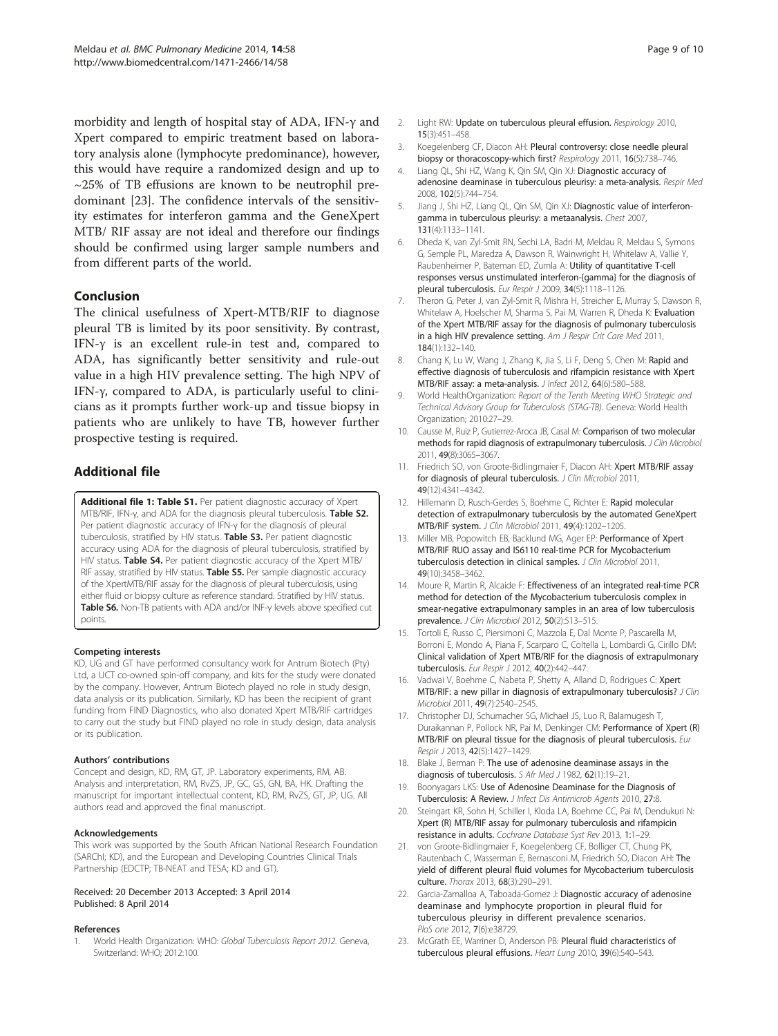morbidity and length of hospital stay of ADA, IFN-γ and Xpert compared to empiric treatment based on laboratory analysis alone (lymphocyte predominance), however, this would have require a randomized design and up to ~25% of TB effusions are known to be neutrophil predominant [23]. The confidence intervals of the sensitivity estimates for interferon gamma and the GeneXpert MTB/ RIF assay are not ideal and therefore our findings should be confirmed using larger sample numbers and from different parts of the world.

## Conclusion

The clinical usefulness of Xpert-MTB/RIF to diagnose pleural TB is limited by its poor sensitivity. By contrast, IFN-γ is an excellent rule-in test and, compared to ADA, has significantly better sensitivity and rule-out value in a high HIV prevalence setting. The high NPV of IFN-γ, compared to ADA, is particularly useful to clinicians as it prompts further work-up and tissue biopsy in patients who are unlikely to have TB, however further prospective testing is required.

## Additional file

**Additional file 1: Table S1.** Per patient diagnostic accuracy of Xpert MTB/RIF, IFN-γ, and ADA for the diagnosis pleural tuberculosis. **Table S2.** Per patient diagnostic accuracy of IFN-γ for the diagnosis of pleural tuberculosis, stratified by HIV status. **Table S3.** Per patient diagnostic accuracy using ADA for the diagnosis of pleural tuberculosis, stratified by HIV status. **Table S4.** Per patient diagnostic accuracy of the Xpert MTB/ RIF assay, stratified by HIV status. **Table S5.** Per sample diagnostic accuracy of the XpertMTB/RIF assay for the diagnosis of pleural tuberculosis, using either fluid or biopsy culture as reference standard. Stratified by HIV status. **Table S6.** Non-TB patients with ADA and/or INF-γ levels above specified cut points.

#### Competing interests

KD, UG and GT have performed consultancy work for Antrum Biotech (Pty) Ltd, a UCT co-owned spin-off company, and kits for the study were donated by the company. However, Antrum Biotech played no role in study design, data analysis or its publication. Similarly, KD has been the recipient of grant funding from FIND Diagnostics, who also donated Xpert MTB/RIF cartridges to carry out the study but FIND played no role in study design, data analysis or its publication.

#### Authors' contributions

Concept and design, KD, RM, GT, JP. Laboratory experiments, RM, AB. Analysis and interpretation, RM, RvZS, JP, GC, GS, GN, BA, HK. Drafting the manuscript for important intellectual content, KD, RM, RvZS, GT, JP, UG. All authors read and approved the final manuscript.

#### Acknowledgements

This work was supported by the South African National Research Foundation (SARChI; KD), and the European and Developing Countries Clinical Trials Partnership (EDCTP; TB-NEAT and TESA; KD and GT).

Received: 20 December 2013 Accepted: 3 April 2014
Published: 8 April 2014

#### References

1. World Health Organization: WHO: *Global Tuberculosis Report 2012*. Geneva, Switzerland: WHO; 2012:100.
2. Light RW: **Update on tuberculous pleural effusion.** *Respirology* 2010, **15**(3):451–458.
3. Koegelenberg CF, Diacon AH: **Pleural controversy: close needle pleural biopsy or thoracoscopy-which first?** *Respirology* 2011, **16**(5):738–746.
4. Liang QL, Shi HZ, Wang K, Qin SM, Qin XJ: **Diagnostic accuracy of adenosine deaminase in tuberculous pleurisy: a meta-analysis.** *Respir Med* 2008, **102**(5):744–754.
5. Jiang J, Shi HZ, Liang QL, Qin SM, Qin XJ: **Diagnostic value of interferon-gamma in tuberculous pleurisy: a metaanalysis.** *Chest* 2007, **131**(4):1133–1141.
6. Dheda K, van Zyl-Smit RN, Sechi LA, Badri M, Meldau R, Meldau S, Symons G, Semple PL, Maredza A, Dawson R, Wainwright H, Whitelaw A, Vallie Y, Raubenheimer P, Bateman ED, Zumla A: **Utility of quantitative T-cell responses versus unstimulated interferon-{gamma} for the diagnosis of pleural tuberculosis.** *Eur Respir J* 2009, **34**(5):1118–1126.
7. Theron G, Peter J, van Zyl-Smit R, Mishra H, Streicher E, Murray S, Dawson R, Whitelaw A, Hoelscher M, Sharma S, Pai M, Warren R, Dheda K: **Evaluation of the Xpert MTB/RIF assay for the diagnosis of pulmonary tuberculosis in a high HIV prevalence setting.** *Am J Respir Crit Care Med* 2011, **184**(1):132–140.
8. Chang K, Lu W, Wang J, Zhang K, Jia S, Li F, Deng S, Chen M: **Rapid and effective diagnosis of tuberculosis and rifampicin resistance with Xpert MTB/RIF assay: a meta-analysis.** *J Infect* 2012, **64**(6):580–588.
9. World HealthOrganization: *Report of the Tenth Meeting WHO Strategic and Technical Advisory Group for Tuberculosis (STAG-TB)*. Geneva: World Health Organization; 2010:27–29.
10. Causse M, Ruiz P, Gutierrez-Aroca JB, Casal M: **Comparison of two molecular methods for rapid diagnosis of extrapulmonary tuberculosis.** *J Clin Microbiol* 2011, **49**(8):3065–3067.
11. Friedrich SO, von Groote-Bidlingmaier F, Diacon AH: **Xpert MTB/RIF assay for diagnosis of pleural tuberculosis.** *J Clin Microbiol* 2011, **49**(12):4341–4342.
12. Hillemann D, Rusch-Gerdes S, Boehme C, Richter E: **Rapid molecular detection of extrapulmonary tuberculosis by the automated GeneXpert MTB/RIF system.** *J Clin Microbiol* 2011, **49**(4):1202–1205.
13. Miller MB, Popowitch EB, Backlund MG, Ager EP: **Performance of Xpert MTB/RIF RUO assay and IS6110 real-time PCR for Mycobacterium tuberculosis detection in clinical samples.** *J Clin Microbiol* 2011, **49**(10):3458–3462.
14. Moure R, Martin R, Alcaide F: **Effectiveness of an integrated real-time PCR method for detection of the Mycobacterium tuberculosis complex in smear-negative extrapulmonary samples in an area of low tuberculosis prevalence.** *J Clin Microbiol* 2012, **50**(2):513–515.
15. Tortoli E, Russo C, Piersimoni C, Mazzola E, Dal Monte P, Pascarella M, Borroni E, Mondo A, Piana F, Scarparo C, Coltella L, Lombardi G, Cirillo DM: **Clinical validation of Xpert MTB/RIF for the diagnosis of extrapulmonary tuberculosis.** *Eur Respir J* 2012, **40**(2):442–447.
16. Vadwai V, Boehme C, Nabeta P, Shetty A, Alland D, Rodrigues C: **Xpert MTB/RIF: a new pillar in diagnosis of extrapulmonary tuberculosis?** *J Clin Microbiol* 2011, **49**(7):2540–2545.
17. Christopher DJ, Schumacher SG, Michael JS, Luo R, Balamugesh T, Duraikannan P, Pollock NR, Pai M, Denkinger CM: **Performance of Xpert (R) MTB/RIF on pleural tissue for the diagnosis of pleural tuberculosis.** *Eur Respir J* 2013, **42**(5):1427–1429.
18. Blake J, Berman P: **The use of adenosine deaminase assays in the diagnosis of tuberculosis.** *S Afr Med J* 1982, **62**(1):19–21.
19. Boonyagars LKS: **Use of Adenosine Deaminase for the Diagnosis of Tuberculosis: A Review.** *J Infect Dis Antimicrob Agents* 2010, **27**:8.
20. Steingart KR, Sohn H, Schiller I, Kloda LA, Boehme CC, Pai M, Dendukuri N: **Xpert (R) MTB/RIF assay for pulmonary tuberculosis and rifampicin resistance in adults.** *Cochrane Database Syst Rev* 2013, **1**:1–29.
21. von Groote-Bidlingmaier F, Koegelenberg CF, Bolliger CT, Chung PK, Rautenbach C, Wasserman E, Bernasconi M, Friedrich SO, Diacon AH: **The yield of different pleural fluid volumes for Mycobacterium tuberculosis culture.** *Thorax* 2013, **68**(3):290–291.
22. Garcia-Zamalloa A, Taboada-Gomez J: **Diagnostic accuracy of adenosine deaminase and lymphocyte proportion in pleural fluid for tuberculous pleurisy in different prevalence scenarios.** *PloS one* 2012, **7**(6):e38729.
23. McGrath EE, Warriner D, Anderson PB: **Pleural fluid characteristics of tuberculous pleural effusions.** *Heart Lung* 2010, **39**(6):540–543.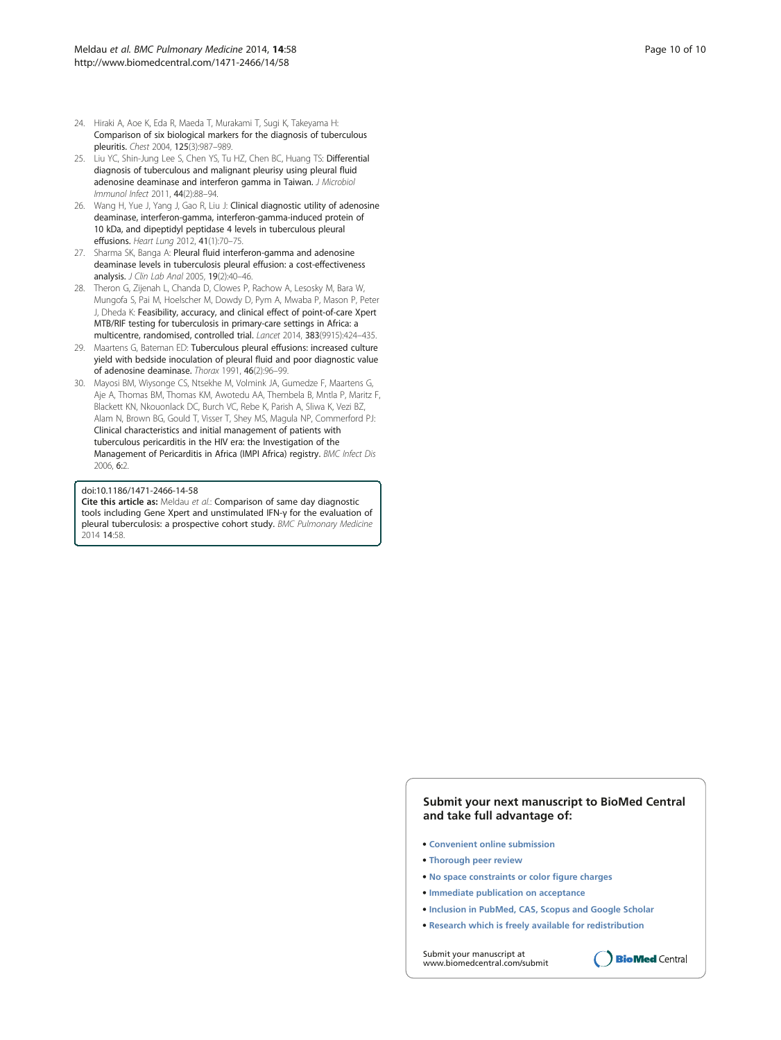24. Hiraki A, Aoe K, Eda R, Maeda T, Murakami T, Sugi K, Takeyama H: **Comparison of six biological markers for the diagnosis of tuberculous pleuritis.** *Chest* 2004, **125**(3):987–989.
25. Liu YC, Shin-Jung Lee S, Chen YS, Tu HZ, Chen BC, Huang TS: **Differential diagnosis of tuberculous and malignant pleurisy using pleural fluid adenosine deaminase and interferon gamma in Taiwan.** *J Microbiol Immunol Infect* 2011, **44**(2):88–94.
26. Wang H, Yue J, Yang J, Gao R, Liu J: **Clinical diagnostic utility of adenosine deaminase, interferon-gamma, interferon-gamma-induced protein of 10 kDa, and dipeptidyl peptidase 4 levels in tuberculous pleural effusions.** *Heart Lung* 2012, **41**(1):70–75.
27. Sharma SK, Banga A: **Pleural fluid interferon-gamma and adenosine deaminase levels in tuberculosis pleural effusion: a cost-effectiveness analysis.** *J Clin Lab Anal* 2005, **19**(2):40–46.
28. Theron G, Zijenah L, Chanda D, Clowes P, Rachow A, Lesosky M, Bara W, Mungofa S, Pai M, Hoelscher M, Dowdy D, Pym A, Mwaba P, Mason P, Peter J, Dheda K: **Feasibility, accuracy, and clinical effect of point-of-care Xpert MTB/RIF testing for tuberculosis in primary-care settings in Africa: a multicentre, randomised, controlled trial.** *Lancet* 2014, **383**(9915):424–435.
29. Maartens G, Bateman ED: **Tuberculous pleural effusions: increased culture yield with bedside inoculation of pleural fluid and poor diagnostic value of adenosine deaminase.** *Thorax* 1991, **46**(2):96–99.
30. Mayosi BM, Wiysonge CS, Ntsekhe M, Volmink JA, Gumedze F, Maartens G, Aje A, Thomas BM, Thomas KM, Awotedu AA, Thembela B, Mntla P, Maritz F, Blackett KN, Nkouonlack DC, Burch VC, Rebe K, Parish A, Sliwa K, Vezi BZ, Alam N, Brown BG, Gould T, Visser T, Shey MS, Magula NP, Commerford PJ: **Clinical characteristics and initial management of patients with tuberculous pericarditis in the HIV era: the Investigation of the Management of Pericarditis in Africa (IMPI Africa) registry.** *BMC Infect Dis* 2006, **6**:2.

doi:10.1186/1471-2466-14-58

**Cite this article as:** Meldau *et al.*: Comparison of same day diagnostic tools including Gene Xpert and unstimulated IFN-γ for the evaluation of pleural tuberculosis: a prospective cohort study. *BMC Pulmonary Medicine* 2014 **14**:58.

**Submit your next manuscript to BioMed Central and take full advantage of:**

- **Convenient online submission**
- **Thorough peer review**
- **No space constraints or color figure charges**
- **Immediate publication on acceptance**
- **Inclusion in PubMed, CAS, Scopus and Google Scholar**
- **Research which is freely available for redistribution**

Submit your manuscript at
www.biomedcentral.com/submit

BioMed Central